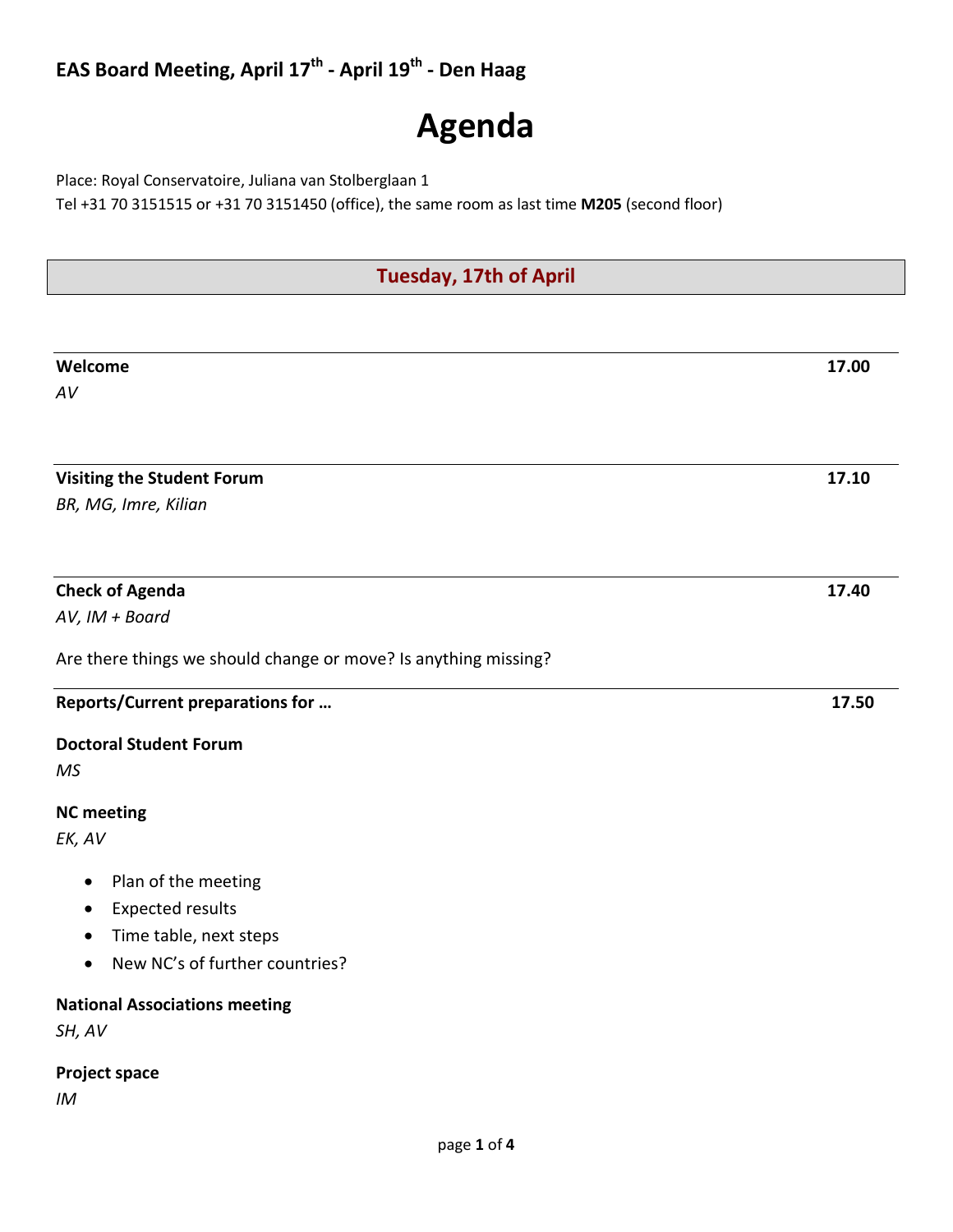# EAS Board Meeting, April 17th - April 19th - Den Haag

# Agenda

Place: Royal Conservatoire, Juliana van Stolberglaan 1
Tel +31 70 3151515 or +31 70 3151450 (office), the same room as last time **M205** (second floor)

## Tuesday, 17th of April

**Welcome** — 17.00

*AV*

**Visiting the Student Forum** — 17.10

*BR, MG, Imre, Kilian*

**Check of Agenda** — 17.40

*AV, IM + Board*

Are there things we should change or move? Is anything missing?

**Reports/Current preparations for …** — 17.50

**Doctoral Student Forum**

*MS*

**NC meeting**

*EK, AV*

- Plan of the meeting
- Expected results
- Time table, next steps
- New NC's of further countries?

**National Associations meeting**

*SH, AV*

**Project space**

*IM*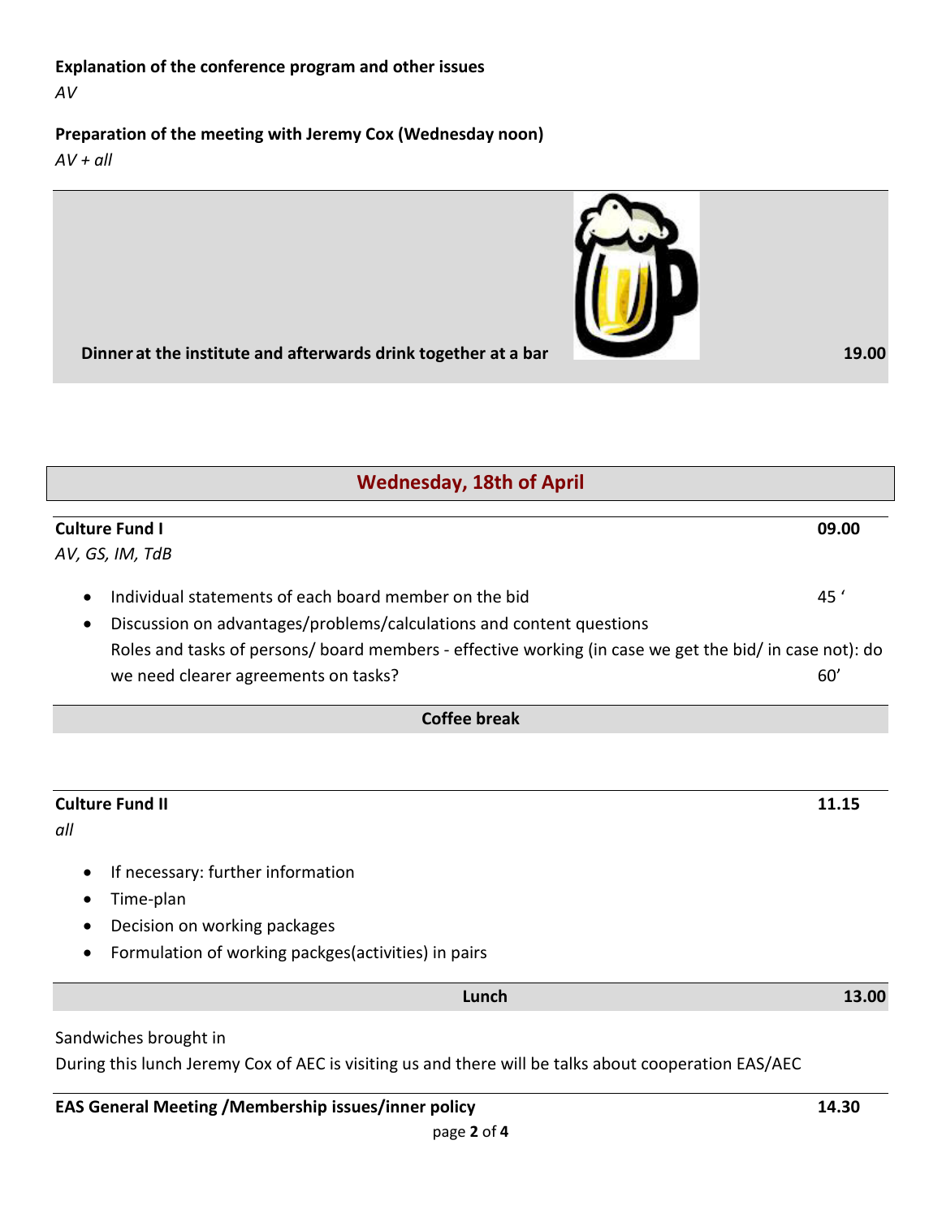**Explanation of the conference program and other issues**
*AV*

**Preparation of the meeting with Jeremy Cox (Wednesday noon)**
*AV + all*

**Dinner at the institute and afterwards drink together at a bar** **19.00**

## Wednesday, 18th of April

**Culture Fund I** **09.00**
*AV, GS, IM, TdB*

- Individual statements of each board member on the bid 45 ‘
- Discussion on advantages/problems/calculations and content questions
  Roles and tasks of persons/ board members - effective working (in case we get the bid/ in case not): do we need clearer agreements on tasks? 60’

**Coffee break**

**Culture Fund II** **11.15**
*all*

- If necessary: further information
- Time-plan
- Decision on working packages
- Formulation of working packges(activities) in pairs

**Lunch** **13.00**

Sandwiches brought in
During this lunch Jeremy Cox of AEC is visiting us and there will be talks about cooperation EAS/AEC

**EAS General Meeting /Membership issues/inner policy** **14.30**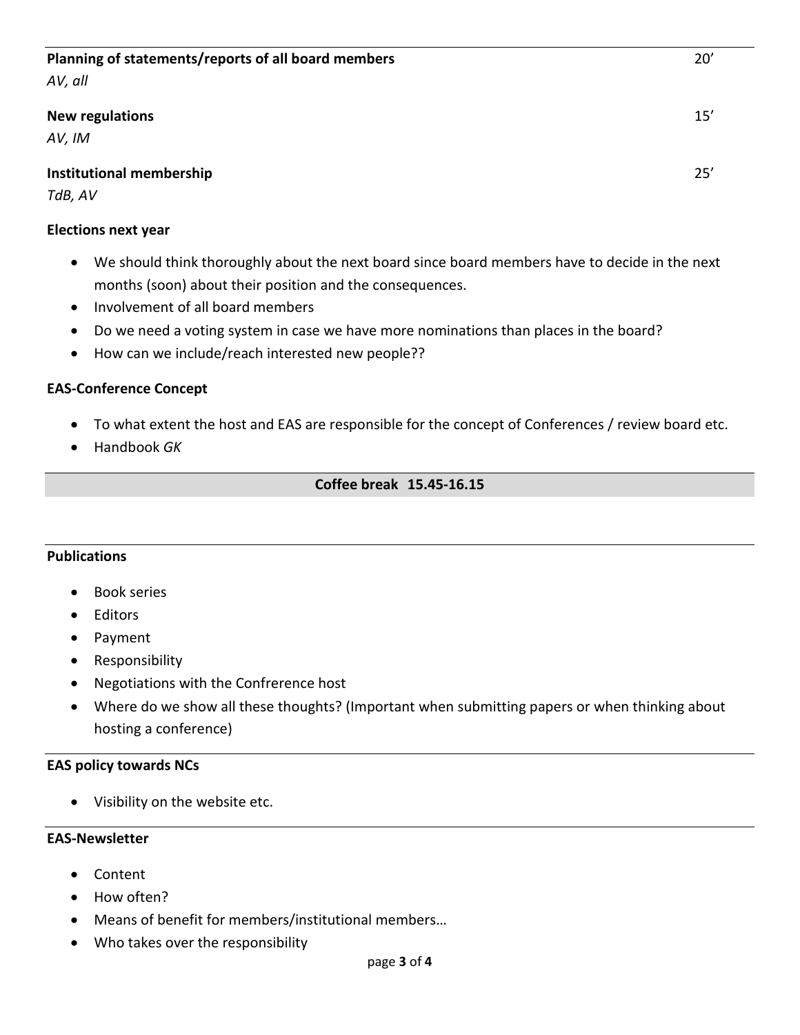**Planning of statements/reports of all board members** 20’

*AV, all*

**New regulations** 15’

*AV, IM*

**Institutional membership** 25’

*TdB, AV*

**Elections next year**

- We should think thoroughly about the next board since board members have to decide in the next months (soon) about their position and the consequences.
- Involvement of all board members
- Do we need a voting system in case we have more nominations than places in the board?
- How can we include/reach interested new people??

**EAS-Conference Concept**

- To what extent the host and EAS are responsible for the concept of Conferences / review board etc.
- Handbook *GK*

**Coffee break 15.45-16.15**

**Publications**

- Book series
- Editors
- Payment
- Responsibility
- Negotiations with the Confrerence host
- Where do we show all these thoughts? (Important when submitting papers or when thinking about hosting a conference)

**EAS policy towards NCs**

- Visibility on the website etc.

**EAS-Newsletter**

- Content
- How often?
- Means of benefit for members/institutional members…
- Who takes over the responsibility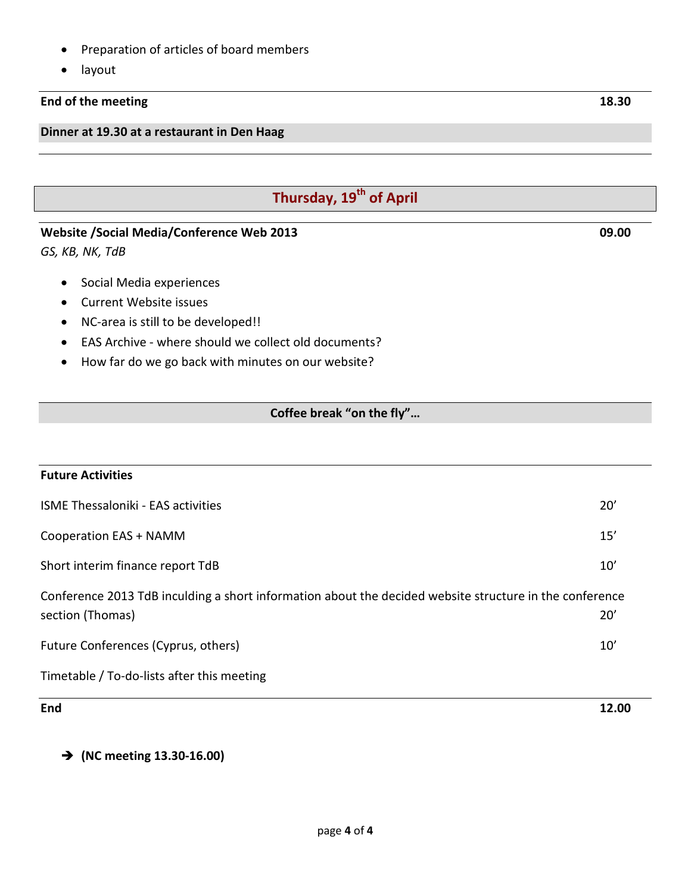- Preparation of articles of board members
- layout

**End of the meeting** **18.30**

**Dinner at 19.30 at a restaurant in Den Haag**

## Thursday, 19th of April

**Website /Social Media/Conference Web 2013** **09.00**

*GS, KB, NK, TdB*

- Social Media experiences
- Current Website issues
- NC-area is still to be developed!!
- EAS Archive - where should we collect old documents?
- How far do we go back with minutes on our website?

**Coffee break "on the fly"…**

**Future Activities**

| | |
|---|---|
| ISME Thessaloniki - EAS activities | 20' |
| Cooperation EAS + NAMM | 15' |
| Short interim finance report TdB | 10' |
| Conference 2013 TdB inculding a short information about the decided website structure in the conference section (Thomas) | 20' |
| Future Conferences (Cyprus, others) | 10' |
| Timetable / To-do-lists after this meeting | |

**End** **12.00**

➔ **(NC meeting 13.30-16.00)**